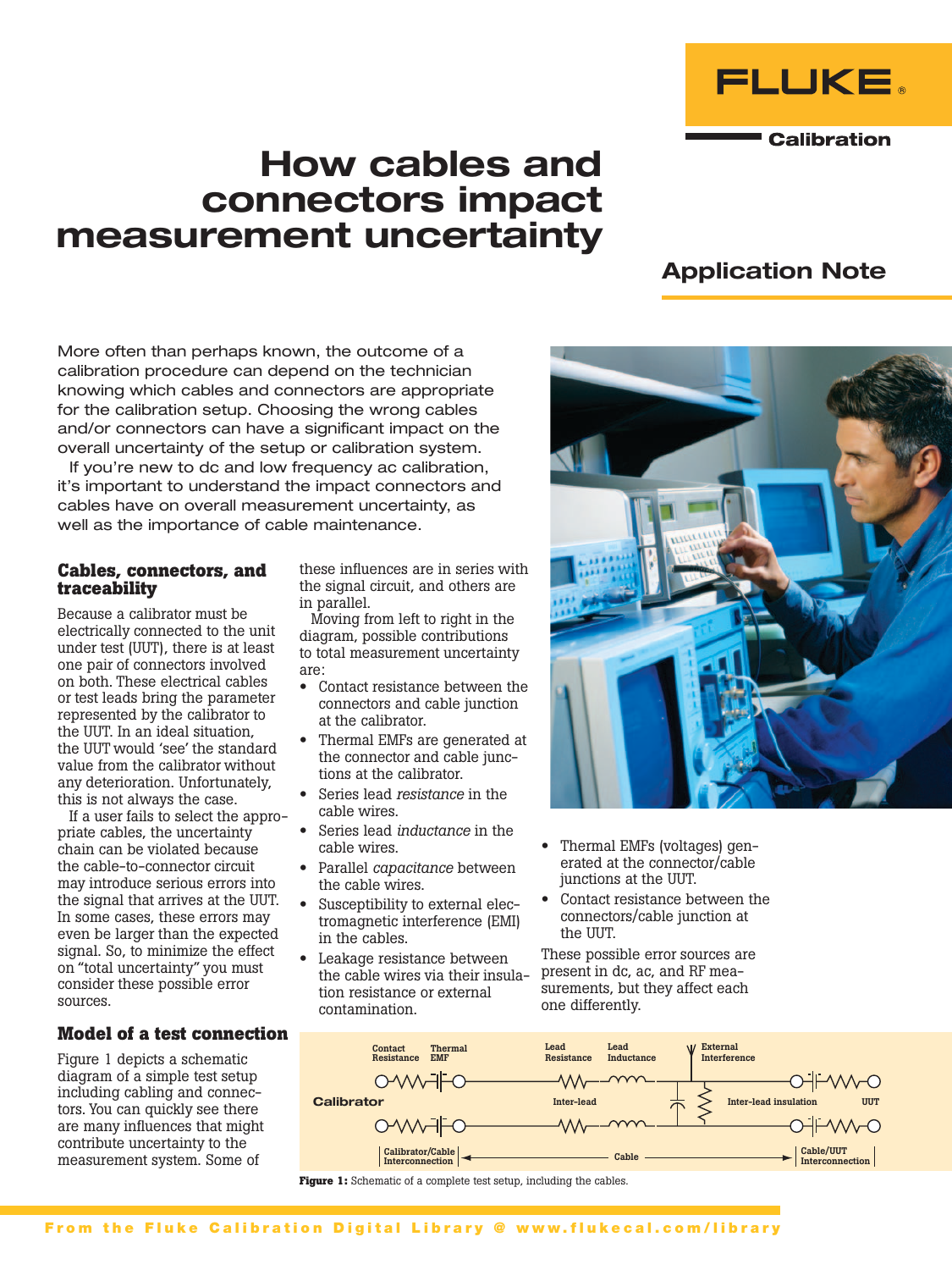# How cables and connectors impact measurement uncertainty

## Application Note

More often than perhaps known, the outcome of a calibration procedure can depend on the technician knowing which cables and connectors are appropriate for the calibration setup. Choosing the wrong cables and/or connectors can have a significant impact on the overall uncertainty of the setup or calibration system.

If you're new to dc and low frequency ac calibration, it's important to understand the impact connectors and cables have on overall measurement uncertainty, as well as the importance of cable maintenance.

### Cables, connectors, and traceability

Because a calibrator must be electrically connected to the unit under test (UUT), there is at least one pair of connectors involved on both. These electrical cables or test leads bring the parameter represented by the calibrator to the UUT. In an ideal situation, the UUT would 'see' the standard value from the calibrator without any deterioration. Unfortunately, this is not always the case.

If a user fails to select the appropriate cables, the uncertainty chain can be violated because the cable-to-connector circuit may introduce serious errors into the signal that arrives at the UUT. In some cases, these errors may even be larger than the expected signal. So, to minimize the effect on "total uncertainty" you must consider these possible error sources.

### Model of a test connection

Figure 1 depicts a schematic diagram of a simple test setup including cabling and connectors. You can quickly see there are many influences that might contribute uncertainty to the measurement system. Some of these influences are in series with the signal circuit, and others are in parallel.

Moving from left to right in the diagram, possible contributions to total measurement uncertainty are:

- Contact resistance between the connectors and cable junction at the calibrator.
- Thermal EMFs are generated at the connector and cable junctions at the calibrator.
- Series lead *resistance* in the cable wires.
- Series lead *inductance* in the cable wires.
- Parallel *capacitance* between the cable wires.
- Susceptibility to external electromagnetic interference (EMI) in the cables.
- Leakage resistance between the cable wires via their insulation resistance or external contamination.
- Thermal EMFs (voltages) generated at the connector/cable junctions at the UUT.
- Contact resistance between the connectors/cable junction at the UUT.

These possible error sources are present in dc, ac, and RF measurements, but they affect each one differently.

Contact Resistance · Thermal EMF · Lead Resistance · Lead Inductance · External Interference · Calibrator · Inter-lead · Inter-lead insulation · UUT · Calibrator/Cable Interconnection · Cable · Cable/UUT Interconnection

**Figure 1:** Schematic of a complete test setup, including the cables.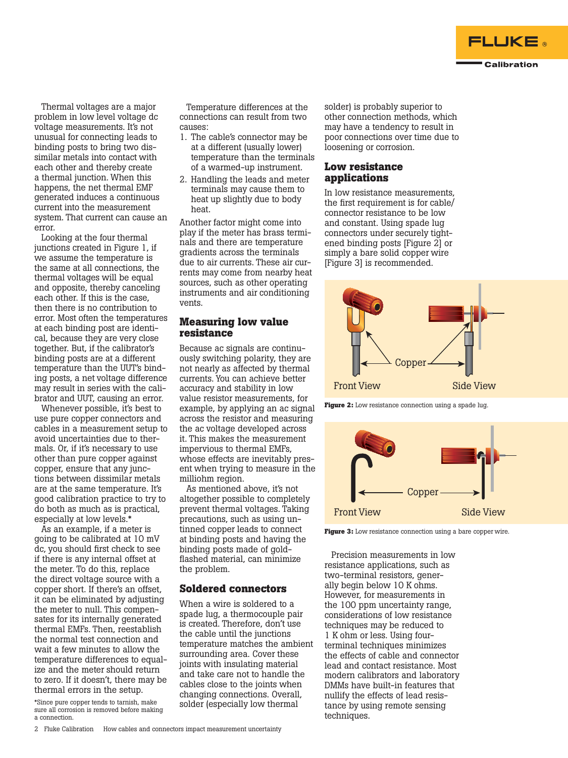Thermal voltages are a major problem in low level voltage dc voltage measurements. It's not unusual for connecting leads to binding posts to bring two dissimilar metals into contact with each other and thereby create a thermal junction. When this happens, the net thermal EMF generated induces a continuous current into the measurement system. That current can cause an error.

Looking at the four thermal junctions created in Figure 1, if we assume the temperature is the same at all connections, the thermal voltages will be equal and opposite, thereby canceling each other. If this is the case, then there is no contribution to error. Most often the temperatures at each binding post are identical, because they are very close together. But, if the calibrator's binding posts are at a different temperature than the UUT's binding posts, a net voltage difference may result in series with the calibrator and UUT, causing an error.

Whenever possible, it's best to use pure copper connectors and cables in a measurement setup to avoid uncertainties due to thermals. Or, if it's necessary to use other than pure copper against copper, ensure that any junctions between dissimilar metals are at the same temperature. It's good calibration practice to try to do both as much as is practical, especially at low levels.*

As an example, if a meter is going to be calibrated at 10 mV dc, you should first check to see if there is any internal offset at the meter. To do this, replace the direct voltage source with a copper short. If there's an offset, it can be eliminated by adjusting the meter to null. This compensates for its internally generated thermal EMFs. Then, reestablish the normal test connection and wait a few minutes to allow the temperature differences to equalize and the meter should return to zero. If it doesn't, there may be thermal errors in the setup.

*Since pure copper tends to tarnish, make sure all corrosion is removed before making a connection.

Temperature differences at the connections can result from two causes:

1. The cable's connector may be at a different (usually lower) temperature than the terminals of a warmed-up instrument.
2. Handling the leads and meter terminals may cause them to heat up slightly due to body heat.

Another factor might come into play if the meter has brass terminals and there are temperature gradients across the terminals due to air currents. These air currents may come from nearby heat sources, such as other operating instruments and air conditioning vents.

## Measuring low value resistance

Because ac signals are continuously switching polarity, they are not nearly as affected by thermal currents. You can achieve better accuracy and stability in low value resistor measurements, for example, by applying an ac signal across the resistor and measuring the ac voltage developed across it. This makes the measurement impervious to thermal EMFs, whose effects are inevitably present when trying to measure in the milliohm region.

As mentioned above, it's not altogether possible to completely prevent thermal voltages. Taking precautions, such as using untinned copper leads to connect at binding posts and having the binding posts made of gold-flashed material, can minimize the problem.

## Soldered connectors

When a wire is soldered to a spade lug, a thermocouple pair is created. Therefore, don't use the cable until the junctions temperature matches the ambient surrounding area. Cover these joints with insulating material and take care not to handle the cables close to the joints when changing connections. Overall, solder (especially low thermal solder) is probably superior to other connection methods, which may have a tendency to result in poor connections over time due to loosening or corrosion.

## Low resistance applications

In low resistance measurements, the first requirement is for cable/connector resistance to be low and constant. Using spade lug connectors under securely tightened binding posts [Figure 2] or simply a bare solid copper wire [Figure 3] is recommended.

**Figure 2:** Low resistance connection using a spade lug.

**Figure 3:** Low resistance connection using a bare copper wire.

Precision measurements in low resistance applications, such as two-terminal resistors, generally begin below 10 K ohms. However, for measurements in the 100 ppm uncertainty range, considerations of low resistance techniques may be reduced to 1 K ohm or less. Using four-terminal techniques minimizes the effects of cable and connector lead and contact resistance. Most modern calibrators and laboratory DMMs have built-in features that nullify the effects of lead resistance by using remote sensing techniques.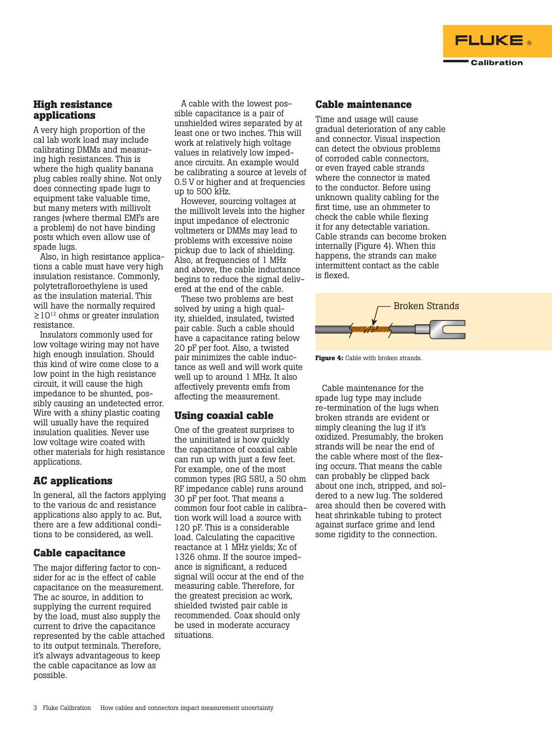## High resistance applications

A very high proportion of the cal lab work load may include calibrating DMMs and measuring high resistances. This is where the high quality banana plug cables really shine. Not only does connecting spade lugs to equipment take valuable time, but many meters with millivolt ranges (where thermal EMFs are a problem) do not have binding posts which even allow use of spade lugs.

Also, in high resistance applications a cable must have very high insulation resistance. Commonly, polytetrafloroethylene is used as the insulation material. This will have the normally required $\geq 10^{12}$ ohms or greater insulation resistance.

Insulators commonly used for low voltage wiring may not have high enough insulation. Should this kind of wire come close to a low point in the high resistance circuit, it will cause the high impedance to be shunted, possibly causing an undetected error. Wire with a shiny plastic coating will usually have the required insulation qualities. Never use low voltage wire coated with other materials for high resistance applications.

## AC applications

In general, all the factors applying to the various dc and resistance applications also apply to ac. But, there are a few additional conditions to be considered, as well.

## Cable capacitance

The major differing factor to consider for ac is the effect of cable capacitance on the measurement. The ac source, in addition to supplying the current required by the load, must also supply the current to drive the capacitance represented by the cable attached to its output terminals. Therefore, it's always advantageous to keep the cable capacitance as low as possible.

A cable with the lowest possible capacitance is a pair of unshielded wires separated by at least one or two inches. This will work at relatively high voltage values in relatively low impedance circuits. An example would be calibrating a source at levels of 0.5 V or higher and at frequencies up to 500 kHz.

However, sourcing voltages at the millivolt levels into the higher input impedance of electronic voltmeters or DMMs may lead to problems with excessive noise pickup due to lack of shielding. Also, at frequencies of 1 MHz and above, the cable inductance begins to reduce the signal delivered at the end of the cable.

These two problems are best solved by using a high quality, shielded, insulated, twisted pair cable. Such a cable should have a capacitance rating below 20 pF per foot. Also, a twisted pair minimizes the cable inductance as well and will work quite well up to around 1 MHz. It also affectively prevents emfs from affecting the measurement.

## Using coaxial cable

One of the greatest surprises to the uninitiated is how quickly the capacitance of coaxial cable can run up with just a few feet. For example, one of the most common types (RG 58U, a 50 ohm RF impedance cable) runs around 30 pF per foot. That means a common four foot cable in calibration work will load a source with 120 pF. This is a considerable load. Calculating the capacitive reactance at 1 MHz yields; Xc of 1326 ohms. If the source impedance is significant, a reduced signal will occur at the end of the measuring cable. Therefore, for the greatest precision ac work, shielded twisted pair cable is recommended. Coax should only be used in moderate accuracy situations.

## Cable maintenance

Time and usage will cause gradual deterioration of any cable and connector. Visual inspection can detect the obvious problems of corroded cable connectors, or even frayed cable strands where the connector is mated to the conductor. Before using unknown quality cabling for the first time, use an ohmmeter to check the cable while flexing it for any detectable variation. Cable strands can become broken internally (Figure 4). When this happens, the strands can make intermittent contact as the cable is flexed.

Broken Strands

**Figure 4:** Cable with broken strands.

Cable maintenance for the spade lug type may include re-termination of the lugs when broken strands are evident or simply cleaning the lug if it's oxidized. Presumably, the broken strands will be near the end of the cable where most of the flexing occurs. That means the cable can probably be clipped back about one inch, stripped, and soldered to a new lug. The soldered area should then be covered with heat shrinkable tubing to protect against surface grime and lend some rigidity to the connection.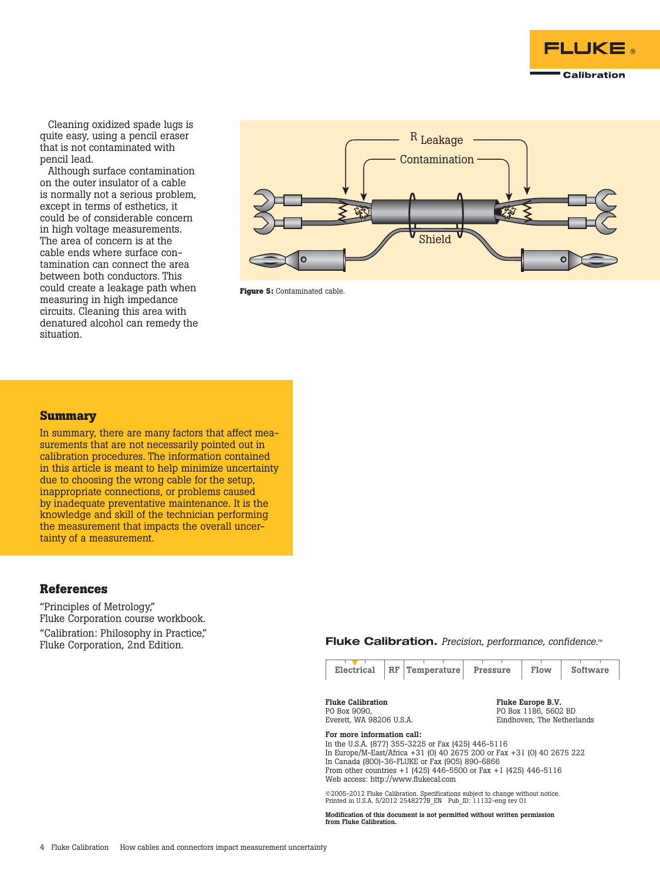Cleaning oxidized spade lugs is quite easy, using a pencil eraser that is not contaminated with pencil lead.

Although surface contamination on the outer insulator of a cable is normally not a serious problem, except in terms of esthetics, it could be of considerable concern in high voltage measurements. The area of concern is at the cable ends where surface contamination can connect the area between both conductors. This could create a leakage path when measuring in high impedance circuits. Cleaning this area with denatured alcohol can remedy the situation.

R Leakage

Contamination

Shield

**Figure 5:** Contaminated cable.

## Summary

In summary, there are many factors that affect measurements that are not necessarily pointed out in calibration procedures. The information contained in this article is meant to help minimize uncertainty due to choosing the wrong cable for the setup, inappropriate connections, or problems caused by inadequate preventative maintenance. It is the knowledge and skill of the technician performing the measurement that impacts the overall uncertainty of a measurement.

## References

"Principles of Metrology," Fluke Corporation course workbook.

"Calibration: Philosophy in Practice," Fluke Corporation, 2nd Edition.

**Fluke Calibration.** *Precision, performance, confidence.*™

Electrical | RF | Temperature | Pressure | Flow | Software

**Fluke Calibration**
PO Box 9090,
Everett, WA 98206 U.S.A.

**Fluke Europe B.V.**
PO Box 1186, 5602 BD
Eindhoven, The Netherlands

**For more information call:**
In the U.S.A. (877) 355-3225 or Fax (425) 446-5116
In Europe/M-East/Africa +31 (0) 40 2675 200 or Fax +31 (0) 40 2675 222
In Canada (800)-36-FLUKE or Fax (905) 890-6866
From other countries +1 (425) 446-5500 or Fax +1 (425) 446-5116
Web access: http://www.flukecal.com

©2005-2012 Fluke Calibration. Specifications subject to change without notice.
Printed in U.S.A. 5/2012 2548277B_EN Pub_ID: 11132-eng rev 01

**Modification of this document is not permitted without written permission from Fluke Calibration.**